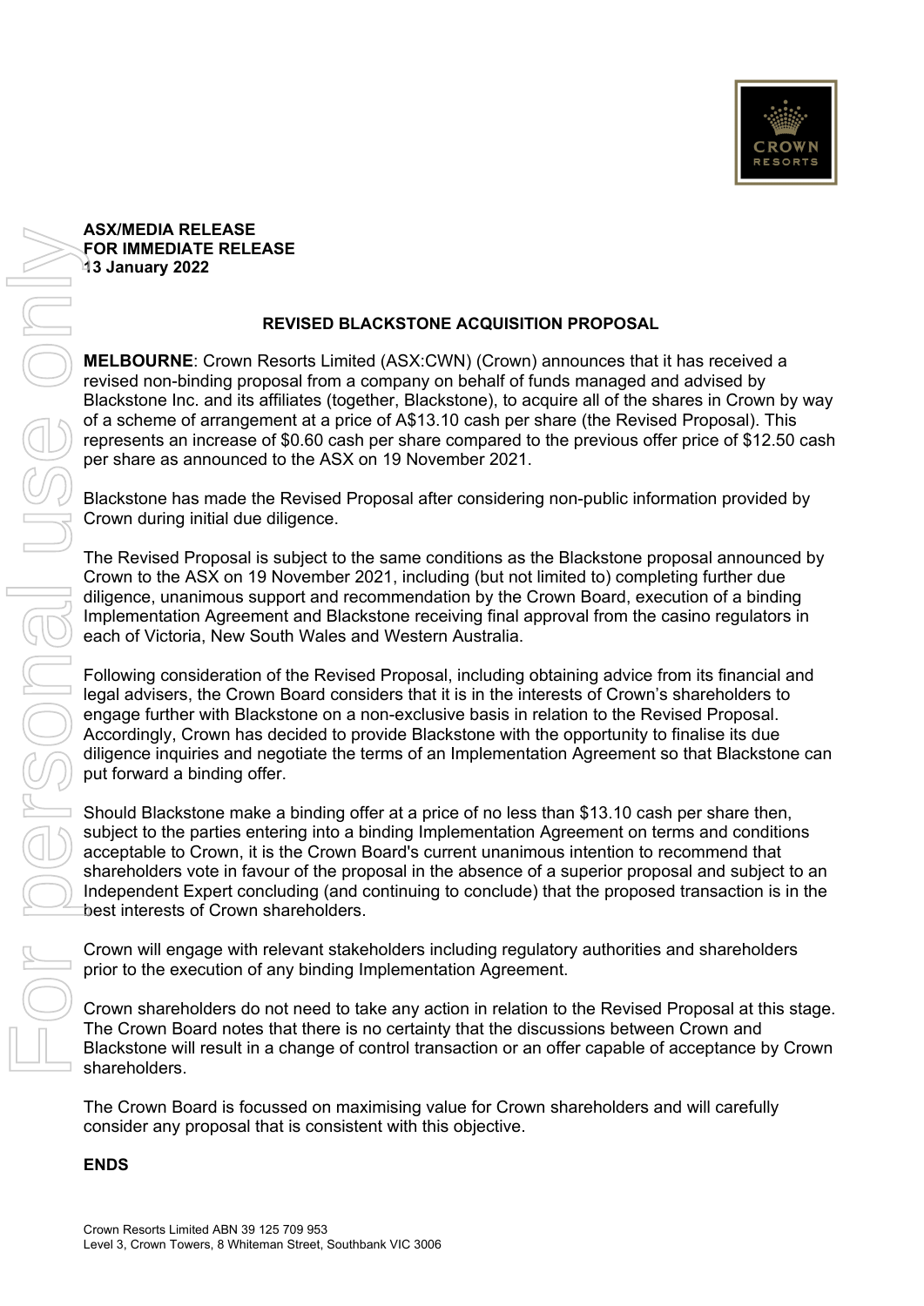**ASX/MEDIA RELEASE**
**FOR IMMEDIATE RELEASE**
**13 January 2022**

## REVISED BLACKSTONE ACQUISITION PROPOSAL

**MELBOURNE**: Crown Resorts Limited (ASX:CWN) (Crown) announces that it has received a revised non-binding proposal from a company on behalf of funds managed and advised by Blackstone Inc. and its affiliates (together, Blackstone), to acquire all of the shares in Crown by way of a scheme of arrangement at a price of A$13.10 cash per share (the Revised Proposal). This represents an increase of $0.60 cash per share compared to the previous offer price of $12.50 cash per share as announced to the ASX on 19 November 2021.

Blackstone has made the Revised Proposal after considering non-public information provided by Crown during initial due diligence.

The Revised Proposal is subject to the same conditions as the Blackstone proposal announced by Crown to the ASX on 19 November 2021, including (but not limited to) completing further due diligence, unanimous support and recommendation by the Crown Board, execution of a binding Implementation Agreement and Blackstone receiving final approval from the casino regulators in each of Victoria, New South Wales and Western Australia.

Following consideration of the Revised Proposal, including obtaining advice from its financial and legal advisers, the Crown Board considers that it is in the interests of Crown's shareholders to engage further with Blackstone on a non-exclusive basis in relation to the Revised Proposal. Accordingly, Crown has decided to provide Blackstone with the opportunity to finalise its due diligence inquiries and negotiate the terms of an Implementation Agreement so that Blackstone can put forward a binding offer.

Should Blackstone make a binding offer at a price of no less than $13.10 cash per share then, subject to the parties entering into a binding Implementation Agreement on terms and conditions acceptable to Crown, it is the Crown Board's current unanimous intention to recommend that shareholders vote in favour of the proposal in the absence of a superior proposal and subject to an Independent Expert concluding (and continuing to conclude) that the proposed transaction is in the best interests of Crown shareholders.

Crown will engage with relevant stakeholders including regulatory authorities and shareholders prior to the execution of any binding Implementation Agreement.

Crown shareholders do not need to take any action in relation to the Revised Proposal at this stage. The Crown Board notes that there is no certainty that the discussions between Crown and Blackstone will result in a change of control transaction or an offer capable of acceptance by Crown shareholders.

The Crown Board is focussed on maximising value for Crown shareholders and will carefully consider any proposal that is consistent with this objective.

**ENDS**

Crown Resorts Limited ABN 39 125 709 953
Level 3, Crown Towers, 8 Whiteman Street, Southbank VIC 3006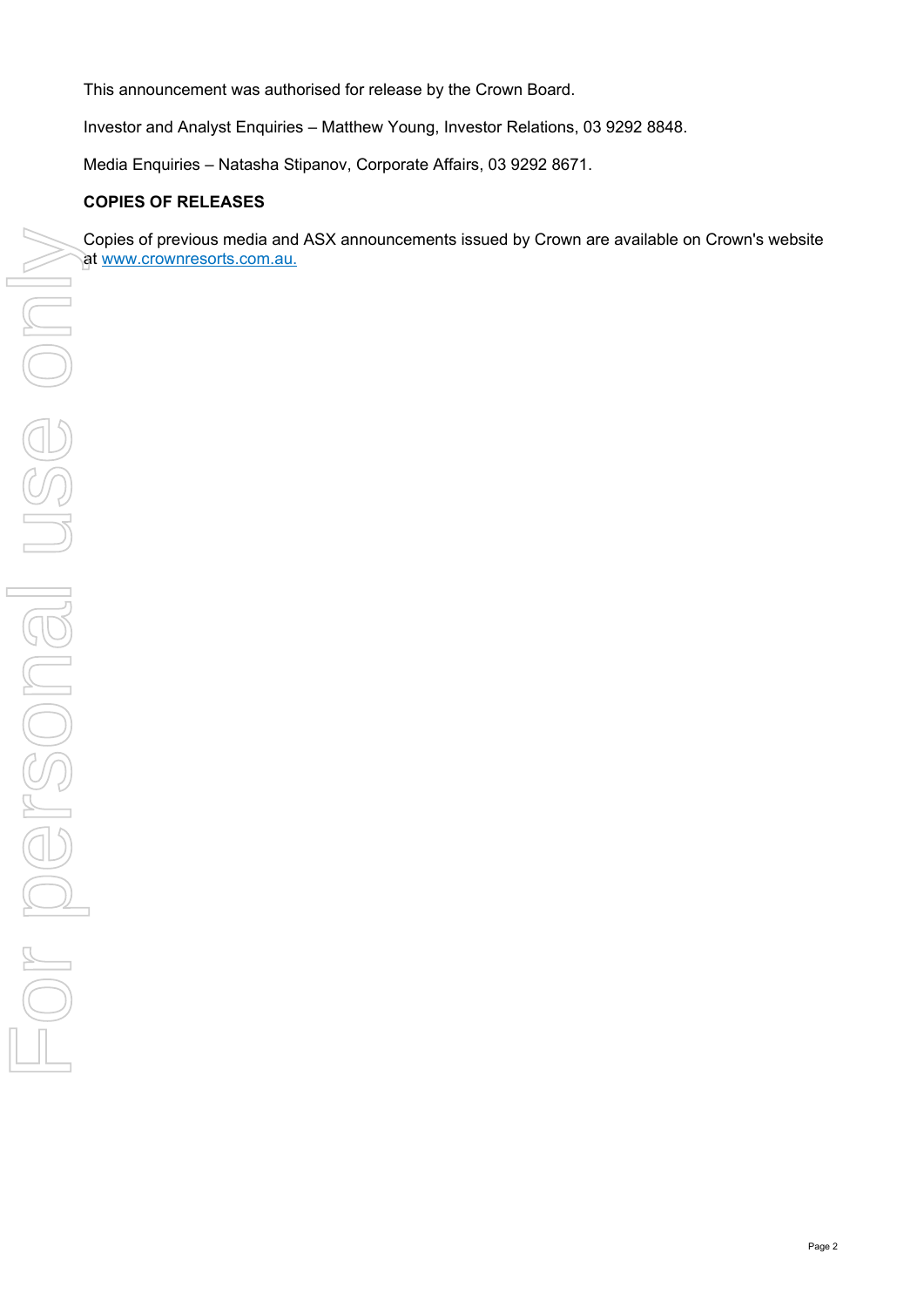This announcement was authorised for release by the Crown Board.

Investor and Analyst Enquiries – Matthew Young, Investor Relations, 03 9292 8848.

Media Enquiries – Natasha Stipanov, Corporate Affairs, 03 9292 8671.

**COPIES OF RELEASES**

Copies of previous media and ASX announcements issued by Crown are available on Crown's website at www.crownresorts.com.au.